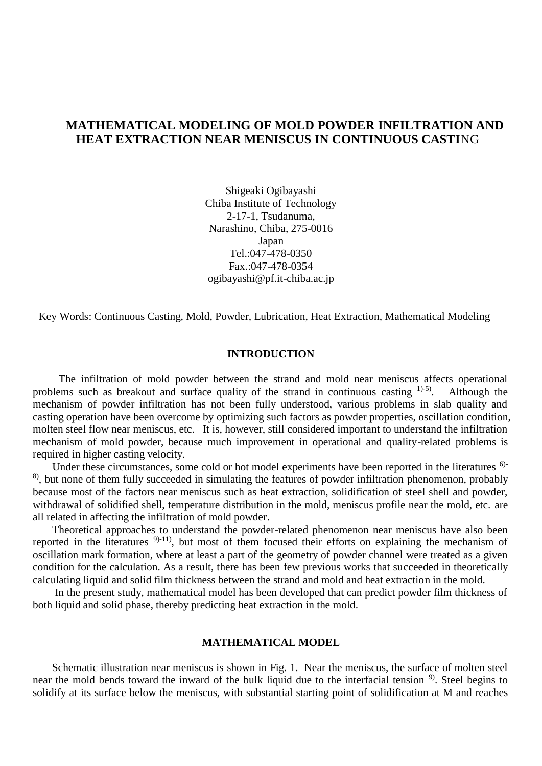# MATHEMATICAL MODELING OF MOLD POWDER INFILTRATION AND HEAT EXTRACTION NEAR MENISCUS IN CONTINUOUS CASTING

Shigeaki Ogibayashi
Chiba Institute of Technology
2-17-1, Tsudanuma,
Narashino, Chiba, 275-0016
Japan
Tel.:047-478-0350
Fax.:047-478-0354
ogibayashi@pf.it-chiba.ac.jp

Key Words: Continuous Casting, Mold, Powder, Lubrication, Heat Extraction, Mathematical Modeling

## INTRODUCTION

The infiltration of mold powder between the strand and mold near meniscus affects operational problems such as breakout and surface quality of the strand in continuous casting [1)-5)]. Although the mechanism of powder infiltration has not been fully understood, various problems in slab quality and casting operation have been overcome by optimizing such factors as powder properties, oscillation condition, molten steel flow near meniscus, etc. It is, however, still considered important to understand the infiltration mechanism of mold powder, because much improvement in operational and quality-related problems is required in higher casting velocity.

Under these circumstances, some cold or hot model experiments have been reported in the literatures [6)-8)], but none of them fully succeeded in simulating the features of powder infiltration phenomenon, probably because most of the factors near meniscus such as heat extraction, solidification of steel shell and powder, withdrawal of solidified shell, temperature distribution in the mold, meniscus profile near the mold, etc. are all related in affecting the infiltration of mold powder.

Theoretical approaches to understand the powder-related phenomenon near meniscus have also been reported in the literatures [9)-11)], but most of them focused their efforts on explaining the mechanism of oscillation mark formation, where at least a part of the geometry of powder channel were treated as a given condition for the calculation. As a result, there has been few previous works that succeeded in theoretically calculating liquid and solid film thickness between the strand and mold and heat extraction in the mold.

In the present study, mathematical model has been developed that can predict powder film thickness of both liquid and solid phase, thereby predicting heat extraction in the mold.

## MATHEMATICAL MODEL

Schematic illustration near meniscus is shown in Fig. 1. Near the meniscus, the surface of molten steel near the mold bends toward the inward of the bulk liquid due to the interfacial tension [9)]. Steel begins to solidify at its surface below the meniscus, with substantial starting point of solidification at M and reaches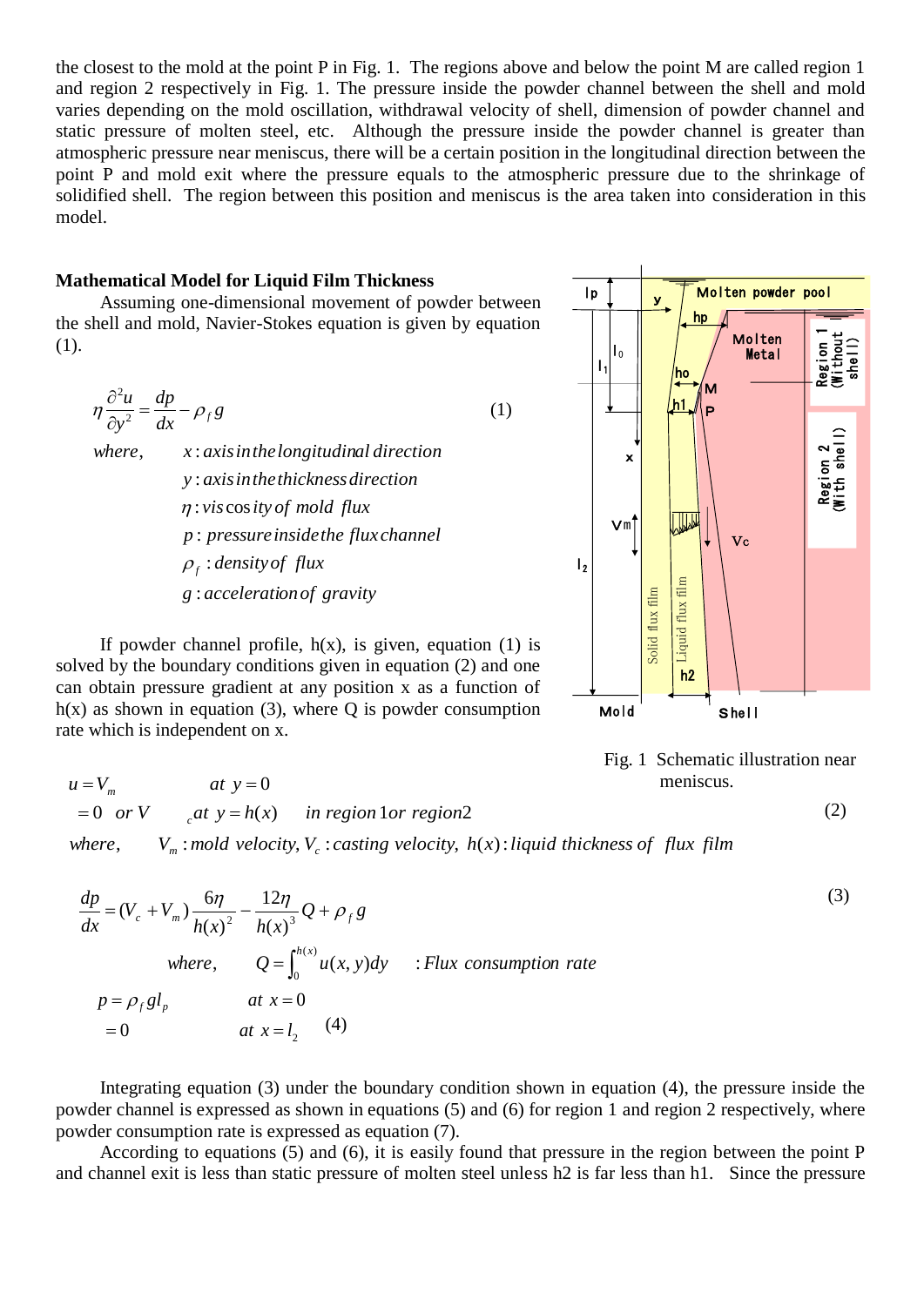the closest to the mold at the point P in Fig. 1. The regions above and below the point M are called region 1 and region 2 respectively in Fig. 1. The pressure inside the powder channel between the shell and mold varies depending on the mold oscillation, withdrawal velocity of shell, dimension of powder channel and static pressure of molten steel, etc. Although the pressure inside the powder channel is greater than atmospheric pressure near meniscus, there will be a certain position in the longitudinal direction between the point P and mold exit where the pressure equals to the atmospheric pressure due to the shrinkage of solidified shell. The region between this position and meniscus is the area taken into consideration in this model.

### Mathematical Model for Liquid Film Thickness

Assuming one-dimensional movement of powder between the shell and mold, Navier-Stokes equation is given by equation (1).

$$\eta \frac{\partial^2 u}{\partial y^2} = \frac{dp}{dx} - \rho_f g \tag{1}$$

where,
- $x$ : axis in the longitudinal direction
- $y$ : axis in the thickness direction
- $\eta$ : viscosity of mold flux
- $p$ : pressure inside the flux channel
- $\rho_f$ : density of flux
- $g$ : acceleration of gravity

If powder channel profile, h(x), is given, equation (1) is solved by the boundary conditions given in equation (2) and one can obtain pressure gradient at any position x as a function of h(x) as shown in equation (3), where Q is powder consumption rate which is independent on x.

Fig. 1 Schematic illustration near meniscus.

$$\begin{aligned} u &= V_m && \text{at } y = 0 \\ &= 0 \text{ or } V_c && \text{at } y = h(x) \quad \text{in region 1 or region 2} \end{aligned} \tag{2}$$

where, $V_m$ : mold velocity, $V_c$ : casting velocity, $h(x)$ : liquid thickness of flux film

$$\frac{dp}{dx} = (V_c + V_m)\frac{6\eta}{h(x)^2} - \frac{12\eta}{h(x)^3}Q + \rho_f g \tag{3}$$

where, $Q = \int_0^{h(x)} u(x,y)dy$ : Flux consumption rate

$$\begin{aligned} p &= \rho_f g l_p && \text{at } x = 0 \\ &= 0 && \text{at } x = l_2 \end{aligned} \tag{4}$$

Integrating equation (3) under the boundary condition shown in equation (4), the pressure inside the powder channel is expressed as shown in equations (5) and (6) for region 1 and region 2 respectively, where powder consumption rate is expressed as equation (7).

According to equations (5) and (6), it is easily found that pressure in the region between the point P and channel exit is less than static pressure of molten steel unless h2 is far less than h1. Since the pressure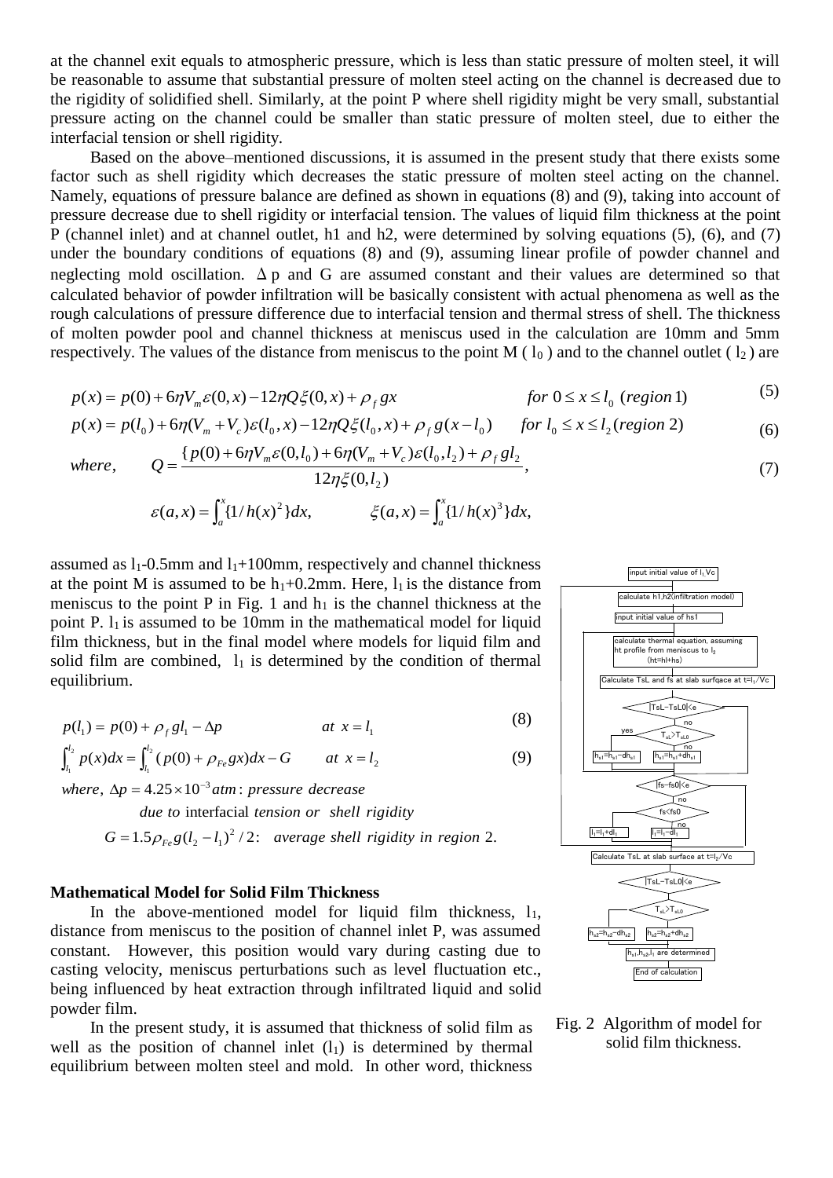at the channel exit equals to atmospheric pressure, which is less than static pressure of molten steel, it will be reasonable to assume that substantial pressure of molten steel acting on the channel is decreased due to the rigidity of solidified shell. Similarly, at the point P where shell rigidity might be very small, substantial pressure acting on the channel could be smaller than static pressure of molten steel, due to either the interfacial tension or shell rigidity.

Based on the above–mentioned discussions, it is assumed in the present study that there exists some factor such as shell rigidity which decreases the static pressure of molten steel acting on the channel. Namely, equations of pressure balance are defined as shown in equations (8) and (9), taking into account of pressure decrease due to shell rigidity or interfacial tension. The values of liquid film thickness at the point P (channel inlet) and at channel outlet, h1 and h2, were determined by solving equations (5), (6), and (7) under the boundary conditions of equations (8) and (9), assuming linear profile of powder channel and neglecting mold oscillation. $\Delta p$ and G are assumed constant and their values are determined so that calculated behavior of powder infiltration will be basically consistent with actual phenomena as well as the rough calculations of pressure difference due to interfacial tension and thermal stress of shell. The thickness of molten powder pool and channel thickness at meniscus used in the calculation are 10mm and 5mm respectively. The values of the distance from meniscus to the point M ( $l_0$ ) and to the channel outlet ( $l_2$ ) are assumed as $l_1$-0.5mm and $l_1$+100mm, respectively and channel thickness at the point M is assumed to be $h_1$+0.2mm. Here, $l_1$ is the distance from meniscus to the point P in Fig. 1 and $h_1$ is the channel thickness at the point P. $l_1$ is assumed to be 10mm in the mathematical model for liquid film thickness, but in the final model where models for liquid film and solid film are combined, $l_1$ is determined by the condition of thermal equilibrium.

$$p(x) = p(0) + 6\eta V_m \varepsilon(0,x) - 12\eta Q \xi(0,x) + \rho_f g x \qquad for\ 0 \le x \le l_0\ (region\ 1) \tag{5}$$

$$p(x) = p(l_0) + 6\eta (V_m + V_c)\varepsilon(l_0,x) - 12\eta Q \xi(l_0,x) + \rho_f g (x - l_0) \qquad for\ l_0 \le x \le l_2\ (region\ 2) \tag{6}$$

$$where, \qquad Q = \frac{\{p(0) + 6\eta V_m \varepsilon(0,l_0) + 6\eta (V_m + V_c)\varepsilon(l_0,l_2) + \rho_f g l_2}{12\eta \xi(0,l_2)}, \tag{7}$$

$$\varepsilon(a,x) = \int_a^x \{1/h(x)^2\}dx, \qquad \xi(a,x) = \int_a^x \{1/h(x)^3\}dx,$$

$$p(l_1) = p(0) + \rho_f g l_1 - \Delta p \qquad at\ x = l_1 \tag{8}$$

$$\int_{l_1}^{l_2} p(x)dx = \int_{l_1}^{l_2} (p(0) + \rho_{Fe} g x)dx - G \qquad at\ x = l_2 \tag{9}$$

$where,\ \Delta p = 4.25 \times 10^{-3} atm$: *pressure decrease due to* interfacial *tension or shell rigidity*

$G = 1.5 \rho_{Fe} g (l_2 - l_1)^2 / 2$: *average shell rigidity in region* 2.

**Mathematical Model for Solid Film Thickness**

In the above-mentioned model for liquid film thickness, $l_1$, distance from meniscus to the position of channel inlet P, was assumed constant. However, this position would vary during casting due to casting velocity, meniscus perturbations such as level fluctuation etc., being influenced by heat extraction through infiltrated liquid and solid powder film.

In the present study, it is assumed that thickness of solid film as well as the position of channel inlet ($l_1$) is determined by thermal equilibrium between molten steel and mold. In other word, thickness

```
input initial value of l1,Vc
calculate h1,h2(infiltration model)
input initial value of hs1
calculate thermal equation, assuming ht profile from meniscus to l2 (ht=hl+hs)
Calculate TsL and fs at slab surfqace at t=l1/Vc
|TsL-TsL0|<e  --no--> TsL>TsL0  --yes--> hs1=hs1-dhs1 ; --no--> hs1=hs1+dhs1
|fs-fs0|<e  --no--> fs<fs0  --> l1=l1+dl1 ; --no--> l1=l1-dl1
Calculate TsL at slab surface at t=l2/Vc
|TsL-TsL0|<e
TsL>TsL0  --> hs2=hs2-dhs2 ; hs2=hs2+dhs2
hs1,hs2,l1 are determined
End of calculation
```

Fig. 2 Algorithm of model for solid film thickness.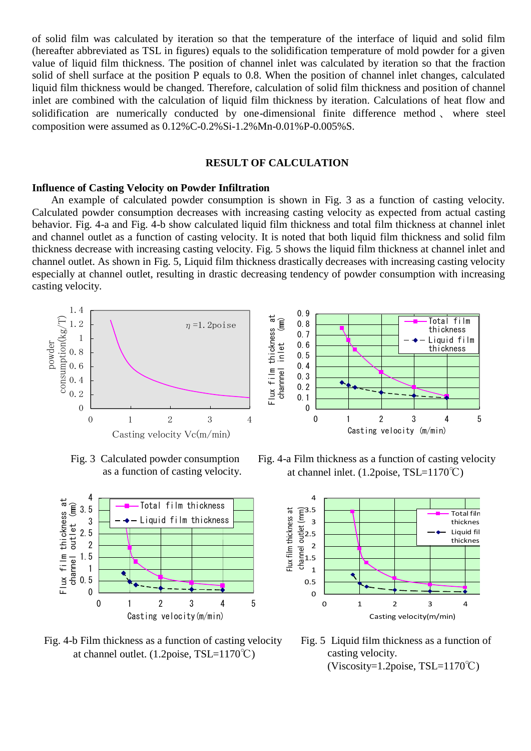of solid film was calculated by iteration so that the temperature of the interface of liquid and solid film (hereafter abbreviated as TSL in figures) equals to the solidification temperature of mold powder for a given value of liquid film thickness. The position of channel inlet was calculated by iteration so that the fraction solid of shell surface at the position P equals to 0.8. When the position of channel inlet changes, calculated liquid film thickness would be changed. Therefore, calculation of solid film thickness and position of channel inlet are combined with the calculation of liquid film thickness by iteration. Calculations of heat flow and solidification are numerically conducted by one-dimensional finite difference method 、 where steel composition were assumed as 0.12%C-0.2%Si-1.2%Mn-0.01%P-0.005%S.

## RESULT OF CALCULATION

### Influence of Casting Velocity on Powder Infiltration

An example of calculated powder consumption is shown in Fig. 3 as a function of casting velocity. Calculated powder consumption decreases with increasing casting velocity as expected from actual casting behavior. Fig. 4-a and Fig. 4-b show calculated liquid film thickness and total film thickness at channel inlet and channel outlet as a function of casting velocity. It is noted that both liquid film thickness and solid film thickness decrease with increasing casting velocity. Fig. 5 shows the liquid film thickness at channel inlet and channel outlet. As shown in Fig. 5, Liquid film thickness drastically decreases with increasing casting velocity especially at channel outlet, resulting in drastic decreasing tendency of powder consumption with increasing casting velocity.

Fig. 3 Calculated powder consumption as a function of casting velocity.

Fig. 4-a Film thickness as a function of casting velocity at channel inlet. (1.2poise, TSL=1170℃)

Fig. 4-b Film thickness as a function of casting velocity at channel outlet. (1.2poise, TSL=1170℃)

Fig. 5 Liquid film thickness as a function of casting velocity. (Viscosity=1.2poise, TSL=1170℃)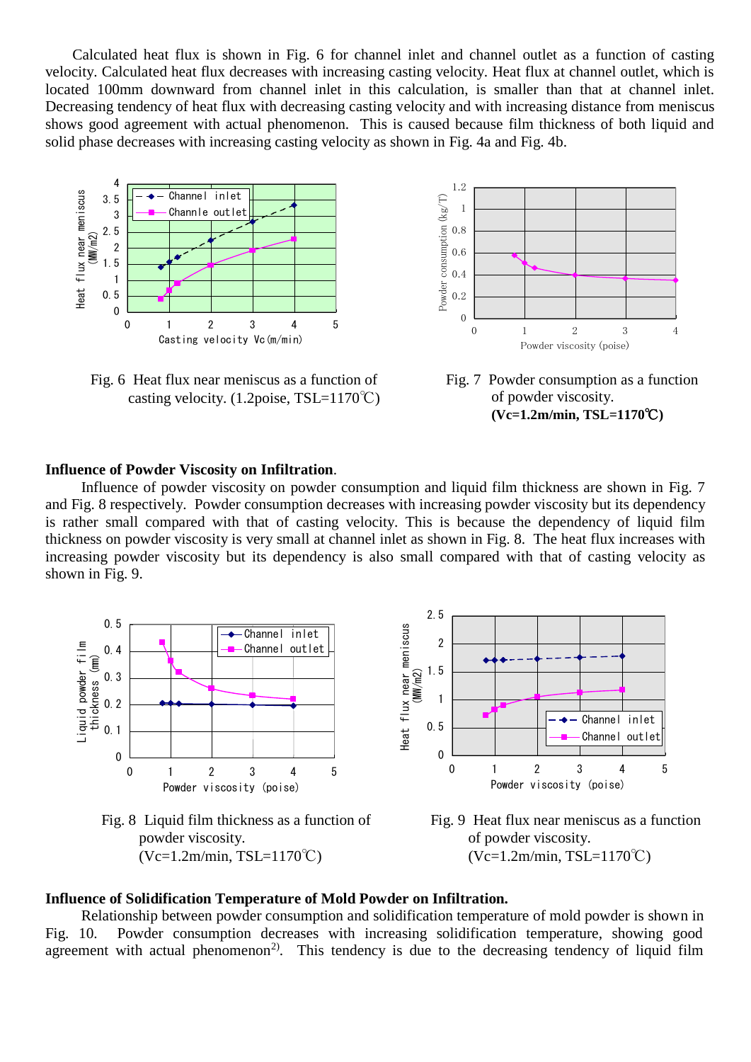Calculated heat flux is shown in Fig. 6 for channel inlet and channel outlet as a function of casting velocity. Calculated heat flux decreases with increasing casting velocity. Heat flux at channel outlet, which is located 100mm downward from channel inlet in this calculation, is smaller than that at channel inlet. Decreasing tendency of heat flux with decreasing casting velocity and with increasing distance from meniscus shows good agreement with actual phenomenon. This is caused because film thickness of both liquid and solid phase decreases with increasing casting velocity as shown in Fig. 4a and Fig. 4b.

Fig. 6 Heat flux near meniscus as a function of casting velocity. (1.2poise, TSL=1170℃)

Fig. 7 Powder consumption as a function of powder viscosity. **(Vc=1.2m/min, TSL=1170℃)**

**Influence of Powder Viscosity on Infiltration**.

Influence of powder viscosity on powder consumption and liquid film thickness are shown in Fig. 7 and Fig. 8 respectively. Powder consumption decreases with increasing powder viscosity but its dependency is rather small compared with that of casting velocity. This is because the dependency of liquid film thickness on powder viscosity is very small at channel inlet as shown in Fig. 8. The heat flux increases with increasing powder viscosity but its dependency is also small compared with that of casting velocity as shown in Fig. 9.

Fig. 8 Liquid film thickness as a function of powder viscosity. (Vc=1.2m/min, TSL=1170℃)

Fig. 9 Heat flux near meniscus as a function of powder viscosity. (Vc=1.2m/min, TSL=1170℃)

**Influence of Solidification Temperature of Mold Powder on Infiltration.**

Relationship between powder consumption and solidification temperature of mold powder is shown in Fig. 10. Powder consumption decreases with increasing solidification temperature, showing good agreement with actual phenomenon[2]. This tendency is due to the decreasing tendency of liquid film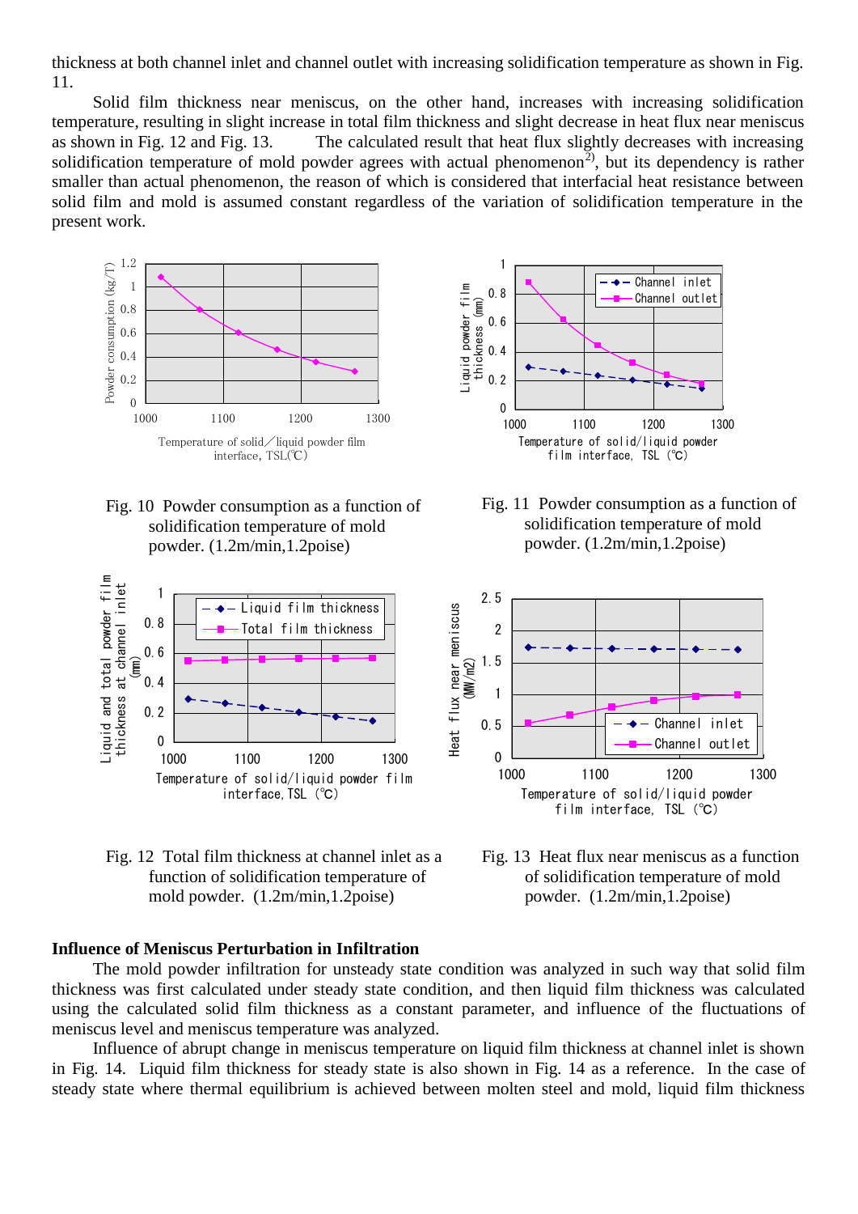thickness at both channel inlet and channel outlet with increasing solidification temperature as shown in Fig. 11.

Solid film thickness near meniscus, on the other hand, increases with increasing solidification temperature, resulting in slight increase in total film thickness and slight decrease in heat flux near meniscus as shown in Fig. 12 and Fig. 13. The calculated result that heat flux slightly decreases with increasing solidification temperature of mold powder agrees with actual phenomenon[2], but its dependency is rather smaller than actual phenomenon, the reason of which is considered that interfacial heat resistance between solid film and mold is assumed constant regardless of the variation of solidification temperature in the present work.

Fig. 10 Powder consumption as a function of solidification temperature of mold powder. (1.2m/min,1.2poise)

Fig. 11 Powder consumption as a function of solidification temperature of mold powder. (1.2m/min,1.2poise)

Fig. 12 Total film thickness at channel inlet as a function of solidification temperature of mold powder. (1.2m/min,1.2poise)

Fig. 13 Heat flux near meniscus as a function of solidification temperature of mold powder. (1.2m/min,1.2poise)

**Influence of Meniscus Perturbation in Infiltration**

The mold powder infiltration for unsteady state condition was analyzed in such way that solid film thickness was first calculated under steady state condition, and then liquid film thickness was calculated using the calculated solid film thickness as a constant parameter, and influence of the fluctuations of meniscus level and meniscus temperature was analyzed.

Influence of abrupt change in meniscus temperature on liquid film thickness at channel inlet is shown in Fig. 14. Liquid film thickness for steady state is also shown in Fig. 14 as a reference. In the case of steady state where thermal equilibrium is achieved between molten steel and mold, liquid film thickness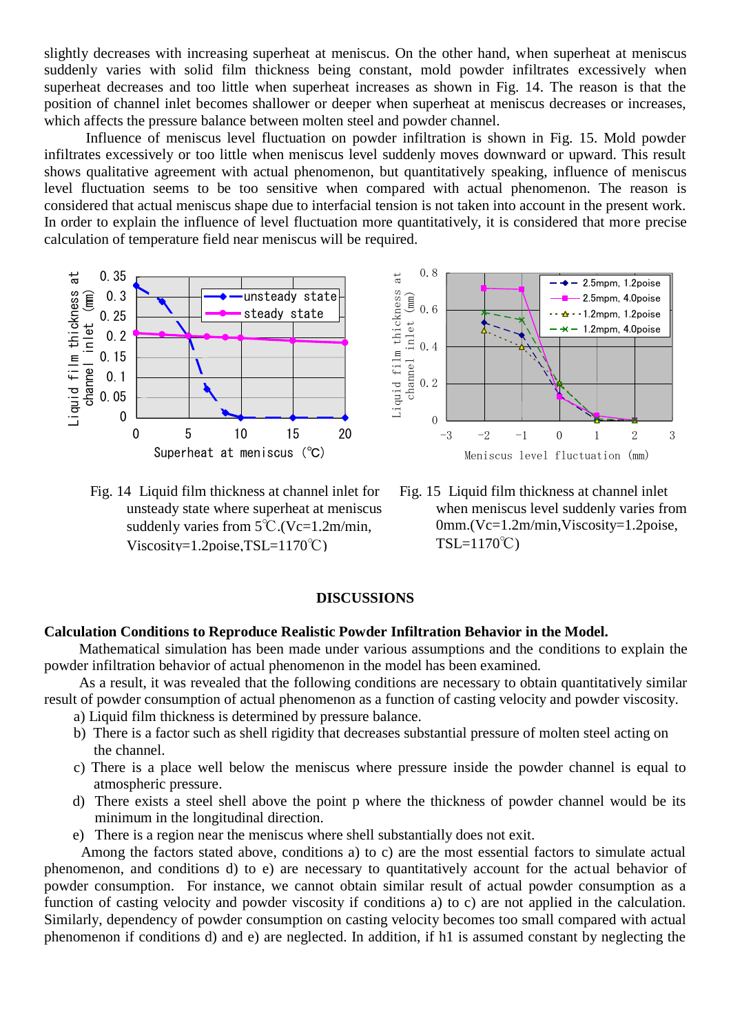slightly decreases with increasing superheat at meniscus. On the other hand, when superheat at meniscus suddenly varies with solid film thickness being constant, mold powder infiltrates excessively when superheat decreases and too little when superheat increases as shown in Fig. 14. The reason is that the position of channel inlet becomes shallower or deeper when superheat at meniscus decreases or increases, which affects the pressure balance between molten steel and powder channel.

Influence of meniscus level fluctuation on powder infiltration is shown in Fig. 15. Mold powder infiltrates excessively or too little when meniscus level suddenly moves downward or upward. This result shows qualitative agreement with actual phenomenon, but quantitatively speaking, influence of meniscus level fluctuation seems to be too sensitive when compared with actual phenomenon. The reason is considered that actual meniscus shape due to interfacial tension is not taken into account in the present work. In order to explain the influence of level fluctuation more quantitatively, it is considered that more precise calculation of temperature field near meniscus will be required.

Fig. 14 Liquid film thickness at channel inlet for unsteady state where superheat at meniscus suddenly varies from 5℃.(Vc=1.2m/min, Viscosity=1.2poise,TSL=1170℃)

Fig. 15 Liquid film thickness at channel inlet when meniscus level suddenly varies from 0mm.(Vc=1.2m/min,Viscosity=1.2poise, TSL=1170℃)

## DISCUSSIONS

### Calculation Conditions to Reproduce Realistic Powder Infiltration Behavior in the Model.

Mathematical simulation has been made under various assumptions and the conditions to explain the powder infiltration behavior of actual phenomenon in the model has been examined.

As a result, it was revealed that the following conditions are necessary to obtain quantitatively similar result of powder consumption of actual phenomenon as a function of casting velocity and powder viscosity.

a) Liquid film thickness is determined by pressure balance.

b) There is a factor such as shell rigidity that decreases substantial pressure of molten steel acting on the channel.

c) There is a place well below the meniscus where pressure inside the powder channel is equal to atmospheric pressure.

d) There exists a steel shell above the point p where the thickness of powder channel would be its minimum in the longitudinal direction.

e) There is a region near the meniscus where shell substantially does not exit.

Among the factors stated above, conditions a) to c) are the most essential factors to simulate actual phenomenon, and conditions d) to e) are necessary to quantitatively account for the actual behavior of powder consumption. For instance, we cannot obtain similar result of actual powder consumption as a function of casting velocity and powder viscosity if conditions a) to c) are not applied in the calculation. Similarly, dependency of powder consumption on casting velocity becomes too small compared with actual phenomenon if conditions d) and e) are neglected. In addition, if h1 is assumed constant by neglecting the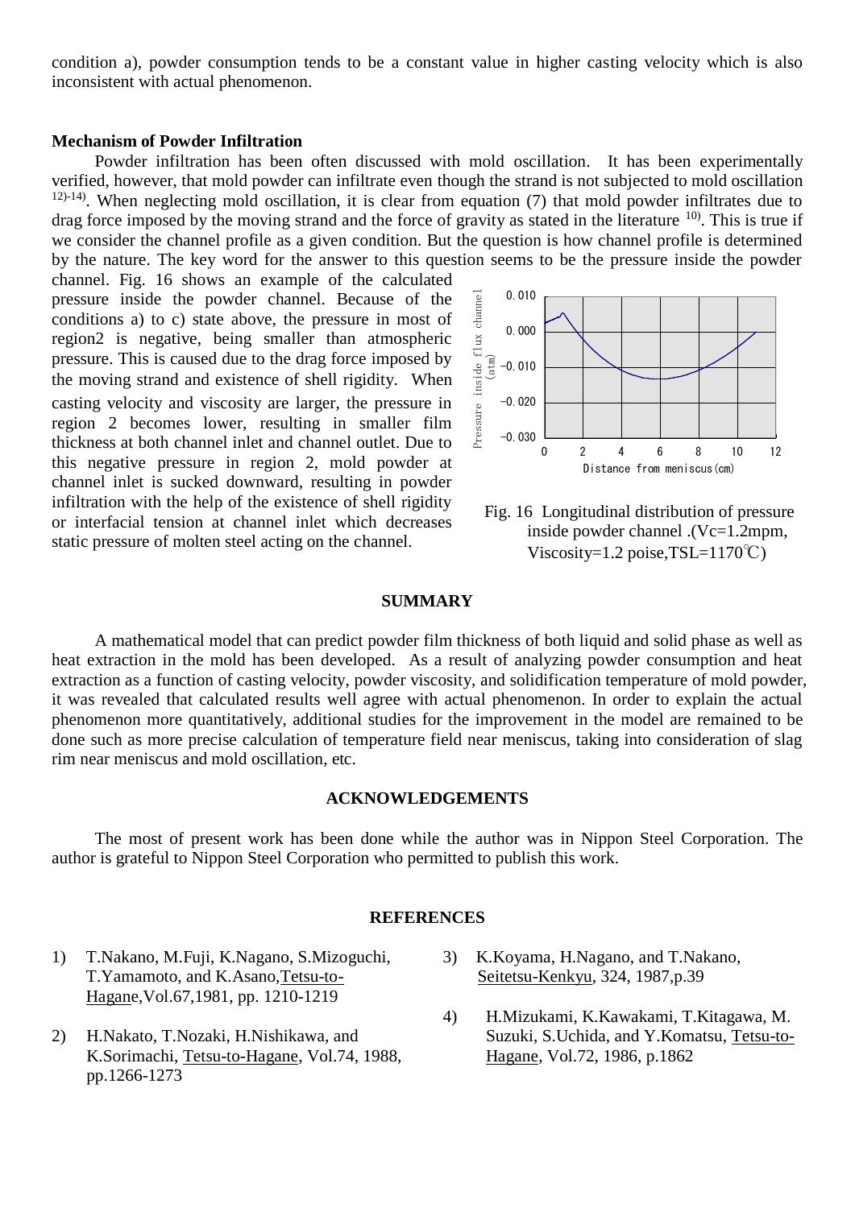condition a), powder consumption tends to be a constant value in higher casting velocity which is also inconsistent with actual phenomenon.

### Mechanism of Powder Infiltration

Powder infiltration has been often discussed with mold oscillation. It has been experimentally verified, however, that mold powder can infiltrate even though the strand is not subjected to mold oscillation [12)-14)]. When neglecting mold oscillation, it is clear from equation (7) that mold powder infiltrates due to drag force imposed by the moving strand and the force of gravity as stated in the literature [10)]. This is true if we consider the channel profile as a given condition. But the question is how channel profile is determined by the nature. The key word for the answer to this question seems to be the pressure inside the powder channel. Fig. 16 shows an example of the calculated pressure inside the powder channel. Because of the conditions a) to c) state above, the pressure in most of region2 is negative, being smaller than atmospheric pressure. This is caused due to the drag force imposed by the moving strand and existence of shell rigidity. When casting velocity and viscosity are larger, the pressure in region 2 becomes lower, resulting in smaller film thickness at both channel inlet and channel outlet. Due to this negative pressure in region 2, mold powder at channel inlet is sucked downward, resulting in powder infiltration with the help of the existence of shell rigidity or interfacial tension at channel inlet which decreases static pressure of molten steel acting on the channel.

Fig. 16 Longitudinal distribution of pressure inside powder channel .(Vc=1.2mpm, Viscosity=1.2 poise,TSL=1170℃)

## SUMMARY

A mathematical model that can predict powder film thickness of both liquid and solid phase as well as heat extraction in the mold has been developed. As a result of analyzing powder consumption and heat extraction as a function of casting velocity, powder viscosity, and solidification temperature of mold powder, it was revealed that calculated results well agree with actual phenomenon. In order to explain the actual phenomenon more quantitatively, additional studies for the improvement in the model are remained to be done such as more precise calculation of temperature field near meniscus, taking into consideration of slag rim near meniscus and mold oscillation, etc.

## ACKNOWLEDGEMENTS

The most of present work has been done while the author was in Nippon Steel Corporation. The author is grateful to Nippon Steel Corporation who permitted to publish this work.

## REFERENCES

1) T.Nakano, M.Fuji, K.Nagano, S.Mizoguchi, T.Yamamoto, and K.Asano, Tetsu-to-Hagane, Vol.67, 1981, pp. 1210-1219

2) H.Nakato, T.Nozaki, H.Nishikawa, and K.Sorimachi, Tetsu-to-Hagane, Vol.74, 1988, pp.1266-1273

3) K.Koyama, H.Nagano, and T.Nakano, Seitetsu-Kenkyu, 324, 1987, p.39

4) H.Mizukami, K.Kawakami, T.Kitagawa, M. Suzuki, S.Uchida, and Y.Komatsu, Tetsu-to-Hagane, Vol.72, 1986, p.1862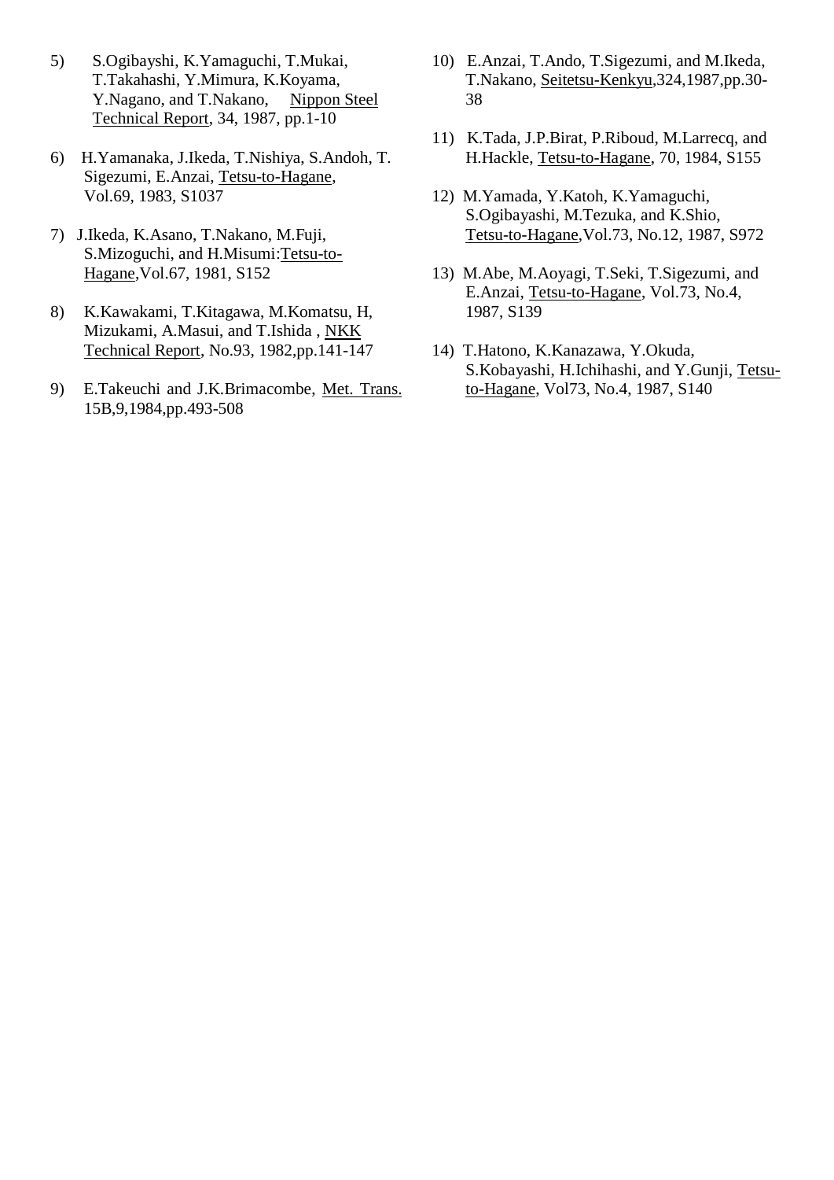5) S.Ogibayshi, K.Yamaguchi, T.Mukai, T.Takahashi, Y.Mimura, K.Koyama, Y.Nagano, and T.Nakano, Nippon Steel Technical Report, 34, 1987, pp.1-10

6) H.Yamanaka, J.Ikeda, T.Nishiya, S.Andoh, T. Sigezumi, E.Anzai, Tetsu-to-Hagane, Vol.69, 1983, S1037

7) J.Ikeda, K.Asano, T.Nakano, M.Fuji, S.Mizoguchi, and H.Misumi:Tetsu-to-Hagane,Vol.67, 1981, S152

8) K.Kawakami, T.Kitagawa, M.Komatsu, H, Mizukami, A.Masui, and T.Ishida , NKK Technical Report, No.93, 1982,pp.141-147

9) E.Takeuchi and J.K.Brimacombe, Met. Trans. 15B,9,1984,pp.493-508

10) E.Anzai, T.Ando, T.Sigezumi, and M.Ikeda, T.Nakano, Seitetsu-Kenkyu,324,1987,pp.30-38

11) K.Tada, J.P.Birat, P.Riboud, M.Larrecq, and H.Hackle, Tetsu-to-Hagane, 70, 1984, S155

12) M.Yamada, Y.Katoh, K.Yamaguchi, S.Ogibayashi, M.Tezuka, and K.Shio, Tetsu-to-Hagane,Vol.73, No.12, 1987, S972

13) M.Abe, M.Aoyagi, T.Seki, T.Sigezumi, and E.Anzai, Tetsu-to-Hagane, Vol.73, No.4, 1987, S139

14) T.Hatono, K.Kanazawa, Y.Okuda, S.Kobayashi, H.Ichihashi, and Y.Gunji, Tetsu-to-Hagane, Vol73, No.4, 1987, S140